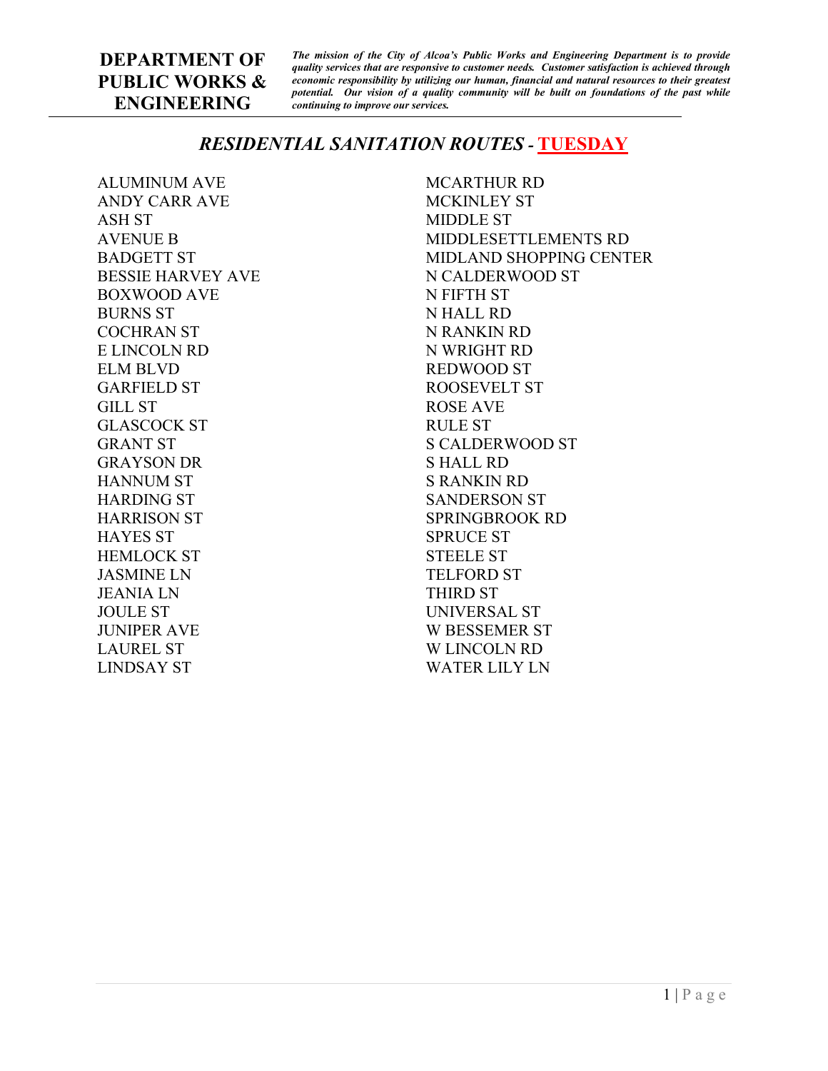# DEPARTMENT OF PUBLIC WORKS & ENGINEERING

***The mission of the City of Alcoa's Public Works and Engineering Department is to provide quality services that are responsive to customer needs. Customer satisfaction is achieved through economic responsibility by utilizing our human, financial and natural resources to their greatest potential. Our vision of a quality community will be built on foundations of the past while continuing to improve our services.***

## *RESIDENTIAL SANITATION ROUTES* - TUESDAY

ALUMINUM AVE
ANDY CARR AVE
ASH ST
AVENUE B
BADGETT ST
BESSIE HARVEY AVE
BOXWOOD AVE
BURNS ST
COCHRAN ST
E LINCOLN RD
ELM BLVD
GARFIELD ST
GILL ST
GLASCOCK ST
GRANT ST
GRAYSON DR
HANNUM ST
HARDING ST
HARRISON ST
HAYES ST
HEMLOCK ST
JASMINE LN
JEANIA LN
JOULE ST
JUNIPER AVE
LAUREL ST
LINDSAY ST
MCARTHUR RD
MCKINLEY ST
MIDDLE ST
MIDDLESETTLEMENTS RD
MIDLAND SHOPPING CENTER
N CALDERWOOD ST
N FIFTH ST
N HALL RD
N RANKIN RD
N WRIGHT RD
REDWOOD ST
ROOSEVELT ST
ROSE AVE
RULE ST
S CALDERWOOD ST
S HALL RD
S RANKIN RD
SANDERSON ST
SPRINGBROOK RD
SPRUCE ST
STEELE ST
TELFORD ST
THIRD ST
UNIVERSAL ST
W BESSEMER ST
W LINCOLN RD
WATER LILY LN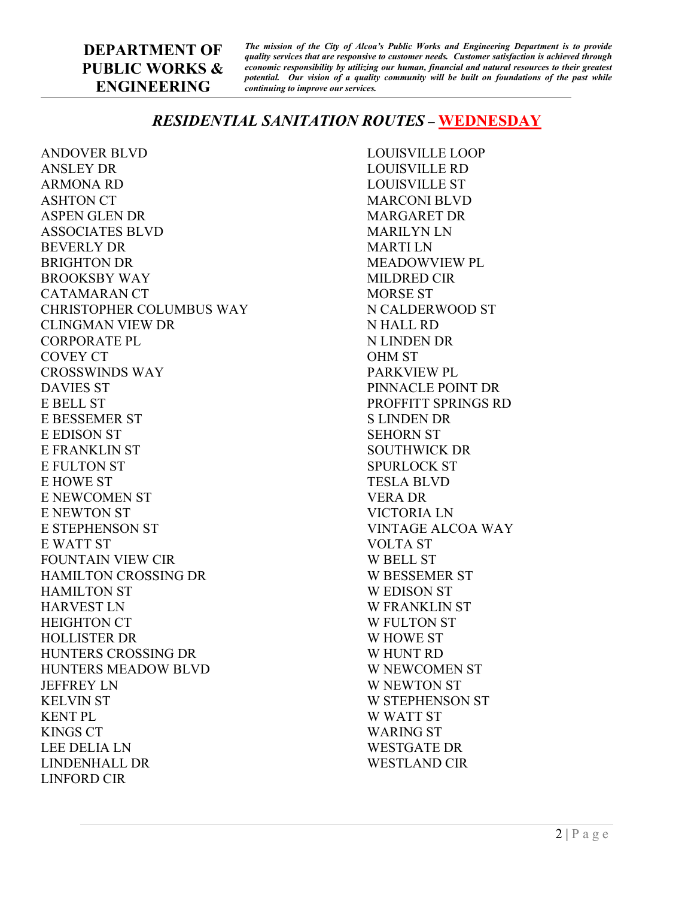**DEPARTMENT OF PUBLIC WORKS & ENGINEERING**

***The mission of the City of Alcoa's Public Works and Engineering Department is to provide quality services that are responsive to customer needs. Customer satisfaction is achieved through economic responsibility by utilizing our human, financial and natural resources to their greatest potential. Our vision of a quality community will be built on foundations of the past while continuing to improve our services.***

## *RESIDENTIAL SANITATION ROUTES* – WEDNESDAY

ANDOVER BLVD
ANSLEY DR
ARMONA RD
ASHTON CT
ASPEN GLEN DR
ASSOCIATES BLVD
BEVERLY DR
BRIGHTON DR
BROOKSBY WAY
CATAMARAN CT
CHRISTOPHER COLUMBUS WAY
CLINGMAN VIEW DR
CORPORATE PL
COVEY CT
CROSSWINDS WAY
DAVIES ST
E BELL ST
E BESSEMER ST
E EDISON ST
E FRANKLIN ST
E FULTON ST
E HOWE ST
E NEWCOMEN ST
E NEWTON ST
E STEPHENSON ST
E WATT ST
FOUNTAIN VIEW CIR
HAMILTON CROSSING DR
HAMILTON ST
HARVEST LN
HEIGHTON CT
HOLLISTER DR
HUNTERS CROSSING DR
HUNTERS MEADOW BLVD
JEFFREY LN
KELVIN ST
KENT PL
KINGS CT
LEE DELIA LN
LINDENHALL DR
LINFORD CIR
LOUISVILLE LOOP
LOUISVILLE RD
LOUISVILLE ST
MARCONI BLVD
MARGARET DR
MARILYN LN
MARTI LN
MEADOWVIEW PL
MILDRED CIR
MORSE ST
N CALDERWOOD ST
N HALL RD
N LINDEN DR
OHM ST
PARKVIEW PL
PINNACLE POINT DR
PROFFITT SPRINGS RD
S LINDEN DR
SEHORN ST
SOUTHWICK DR
SPURLOCK ST
TESLA BLVD
VERA DR
VICTORIA LN
VINTAGE ALCOA WAY
VOLTA ST
W BELL ST
W BESSEMER ST
W EDISON ST
W FRANKLIN ST
W FULTON ST
W HOWE ST
W HUNT RD
W NEWCOMEN ST
W NEWTON ST
W STEPHENSON ST
W WATT ST
WARING ST
WESTGATE DR
WESTLAND CIR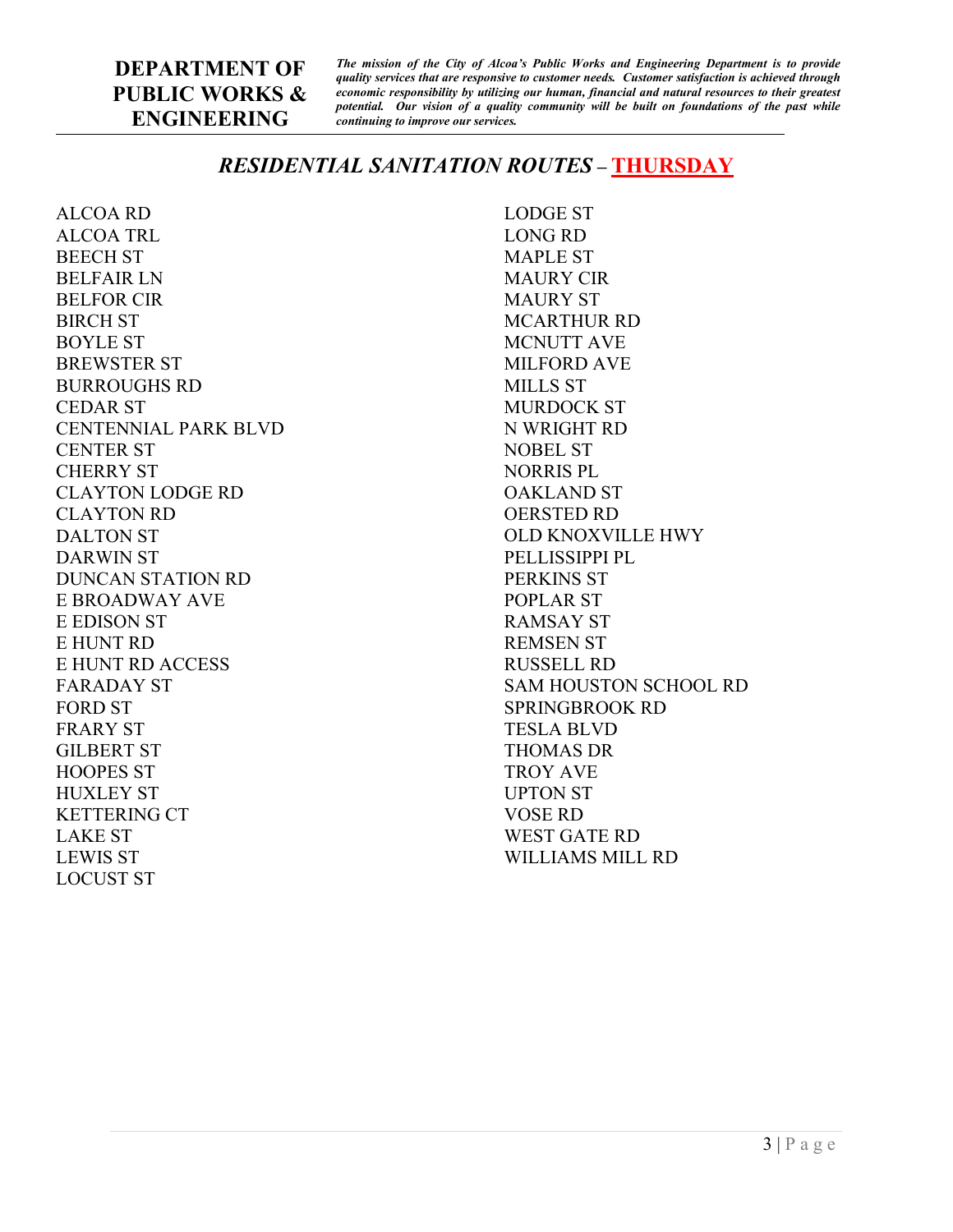**DEPARTMENT OF PUBLIC WORKS & ENGINEERING**

***The mission of the City of Alcoa's Public Works and Engineering Department is to provide quality services that are responsive to customer needs. Customer satisfaction is achieved through economic responsibility by utilizing our human, financial and natural resources to their greatest potential. Our vision of a quality community will be built on foundations of the past while continuing to improve our services.***

## *RESIDENTIAL SANITATION ROUTES* – THURSDAY

ALCOA RD
ALCOA TRL
BEECH ST
BELFAIR LN
BELFOR CIR
BIRCH ST
BOYLE ST
BREWSTER ST
BURROUGHS RD
CEDAR ST
CENTENNIAL PARK BLVD
CENTER ST
CHERRY ST
CLAYTON LODGE RD
CLAYTON RD
DALTON ST
DARWIN ST
DUNCAN STATION RD
E BROADWAY AVE
E EDISON ST
E HUNT RD
E HUNT RD ACCESS
FARADAY ST
FORD ST
FRARY ST
GILBERT ST
HOOPES ST
HUXLEY ST
KETTERING CT
LAKE ST
LEWIS ST
LOCUST ST
LODGE ST
LONG RD
MAPLE ST
MAURY CIR
MAURY ST
MCARTHUR RD
MCNUTT AVE
MILFORD AVE
MILLS ST
MURDOCK ST
N WRIGHT RD
NOBEL ST
NORRIS PL
OAKLAND ST
OERSTED RD
OLD KNOXVILLE HWY
PELLISSIPPI PL
PERKINS ST
POPLAR ST
RAMSAY ST
REMSEN ST
RUSSELL RD
SAM HOUSTON SCHOOL RD
SPRINGBROOK RD
TESLA BLVD
THOMAS DR
TROY AVE
UPTON ST
VOSE RD
WEST GATE RD
WILLIAMS MILL RD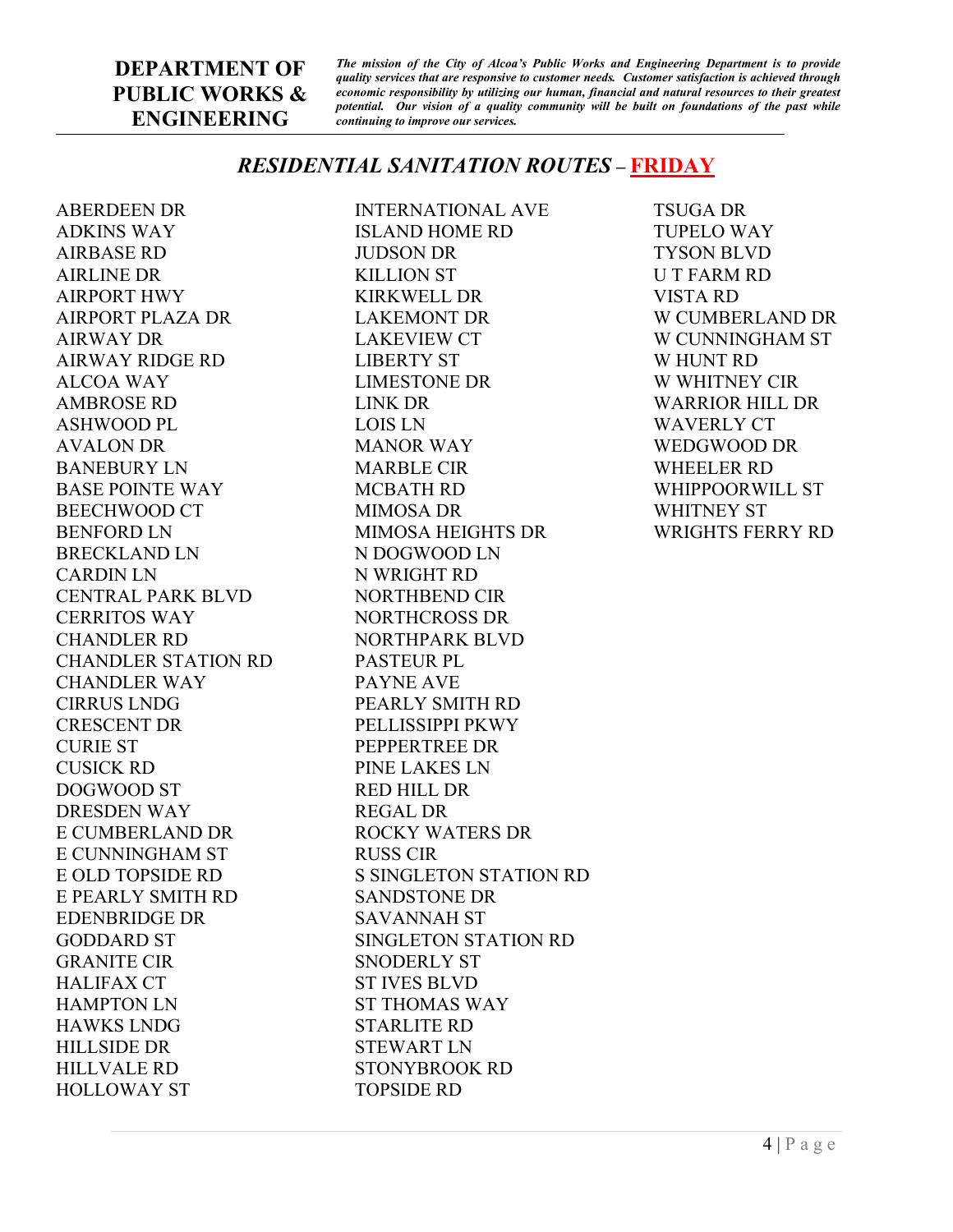**DEPARTMENT OF PUBLIC WORKS & ENGINEERING**

***The mission of the City of Alcoa's Public Works and Engineering Department is to provide quality services that are responsive to customer needs. Customer satisfaction is achieved through economic responsibility by utilizing our human, financial and natural resources to their greatest potential. Our vision of a quality community will be built on foundations of the past while continuing to improve our services.***

## *RESIDENTIAL SANITATION ROUTES* – FRIDAY

ABERDEEN DR
ADKINS WAY
AIRBASE RD
AIRLINE DR
AIRPORT HWY
AIRPORT PLAZA DR
AIRWAY DR
AIRWAY RIDGE RD
ALCOA WAY
AMBROSE RD
ASHWOOD PL
AVALON DR
BANEBURY LN
BASE POINTE WAY
BEECHWOOD CT
BENFORD LN
BRECKLAND LN
CARDIN LN
CENTRAL PARK BLVD
CERRITOS WAY
CHANDLER RD
CHANDLER STATION RD
CHANDLER WAY
CIRRUS LNDG
CRESCENT DR
CURIE ST
CUSICK RD
DOGWOOD ST
DRESDEN WAY
E CUMBERLAND DR
E CUNNINGHAM ST
E OLD TOPSIDE RD
E PEARLY SMITH RD
EDENBRIDGE DR
GODDARD ST
GRANITE CIR
HALIFAX CT
HAMPTON LN
HAWKS LNDG
HILLSIDE DR
HILLVALE RD
HOLLOWAY ST
INTERNATIONAL AVE
ISLAND HOME RD
JUDSON DR
KILLION ST
KIRKWELL DR
LAKEMONT DR
LAKEVIEW CT
LIBERTY ST
LIMESTONE DR
LINK DR
LOIS LN
MANOR WAY
MARBLE CIR
MCBATH RD
MIMOSA DR
MIMOSA HEIGHTS DR
N DOGWOOD LN
N WRIGHT RD
NORTHBEND CIR
NORTHCROSS DR
NORTHPARK BLVD
PASTEUR PL
PAYNE AVE
PEARLY SMITH RD
PELLISSIPPI PKWY
PEPPERTREE DR
PINE LAKES LN
RED HILL DR
REGAL DR
ROCKY WATERS DR
RUSS CIR
S SINGLETON STATION RD
SANDSTONE DR
SAVANNAH ST
SINGLETON STATION RD
SNODERLY ST
ST IVES BLVD
ST THOMAS WAY
STARLITE RD
STEWART LN
STONYBROOK RD
TOPSIDE RD
TSUGA DR
TUPELO WAY
TYSON BLVD
U T FARM RD
VISTA RD
W CUMBERLAND DR
W CUNNINGHAM ST
W HUNT RD
W WHITNEY CIR
WARRIOR HILL DR
WAVERLY CT
WEDGWOOD DR
WHEELER RD
WHIPPOORWILL ST
WHITNEY ST
WRIGHTS FERRY RD